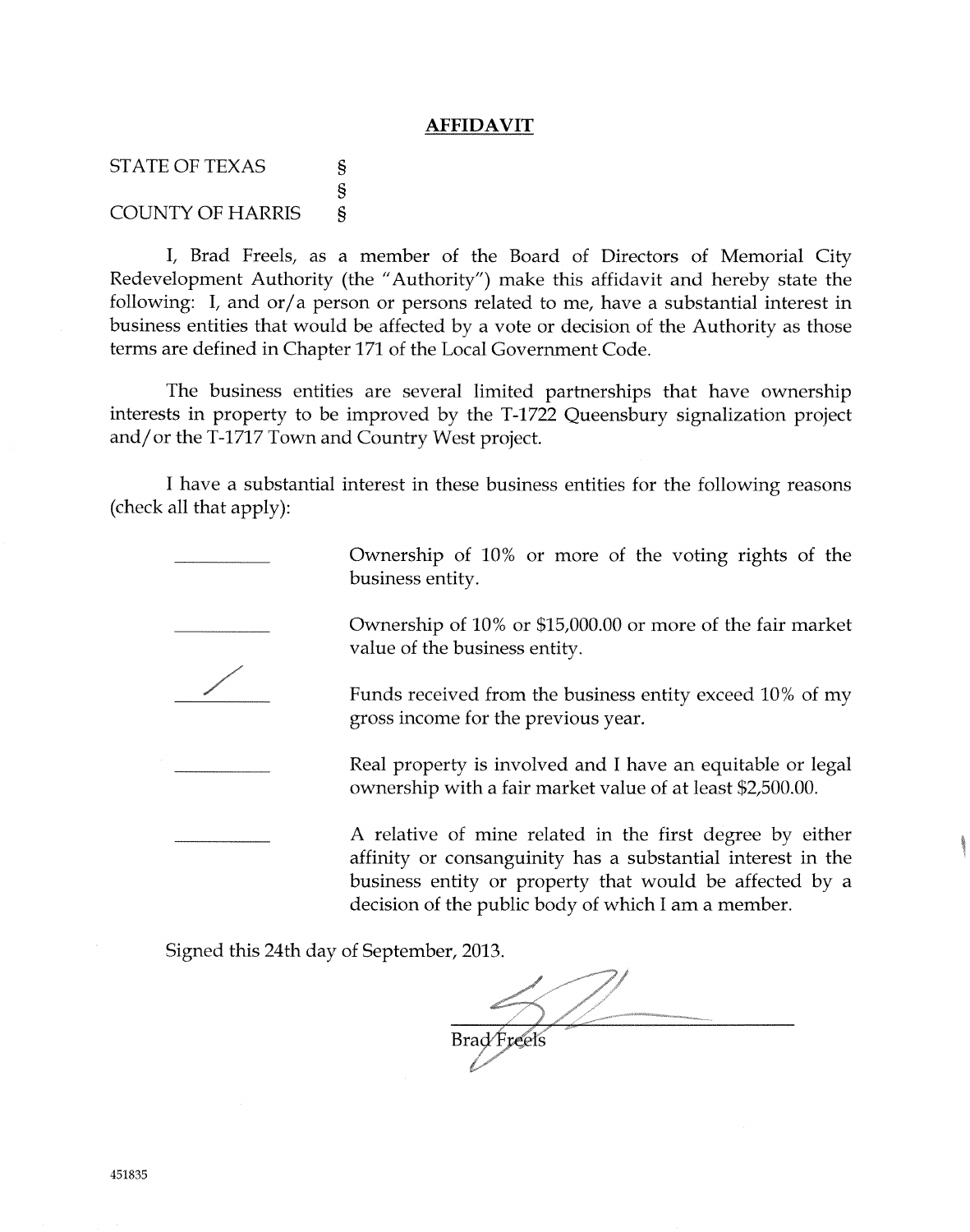# AFFIDAVIT

STATE OF TEXAS §
§
COUNTY OF HARRIS §

I, Brad Freels, as a member of the Board of Directors of Memorial City Redevelopment Authority (the "Authority") make this affidavit and hereby state the following: I, and or/a person or persons related to me, have a substantial interest in business entities that would be affected by a vote or decision of the Authority as those terms are defined in Chapter 171 of the Local Government Code.

The business entities are several limited partnerships that have ownership interests in property to be improved by the T-1722 Queensbury signalization project and/or the T-1717 Town and Country West project.

I have a substantial interest in these business entities for the following reasons (check all that apply):

- [ ] Ownership of 10% or more of the voting rights of the business entity.
- [ ] Ownership of 10% or $15,000.00 or more of the fair market value of the business entity.
- [x] Funds received from the business entity exceed 10% of my gross income for the previous year.
- [ ] Real property is involved and I have an equitable or legal ownership with a fair market value of at least $2,500.00.
- [ ] A relative of mine related in the first degree by either affinity or consanguinity has a substantial interest in the business entity or property that would be affected by a decision of the public body of which I am a member.

Signed this 24th day of September, 2013.

[Signature]

Brad Freels

451835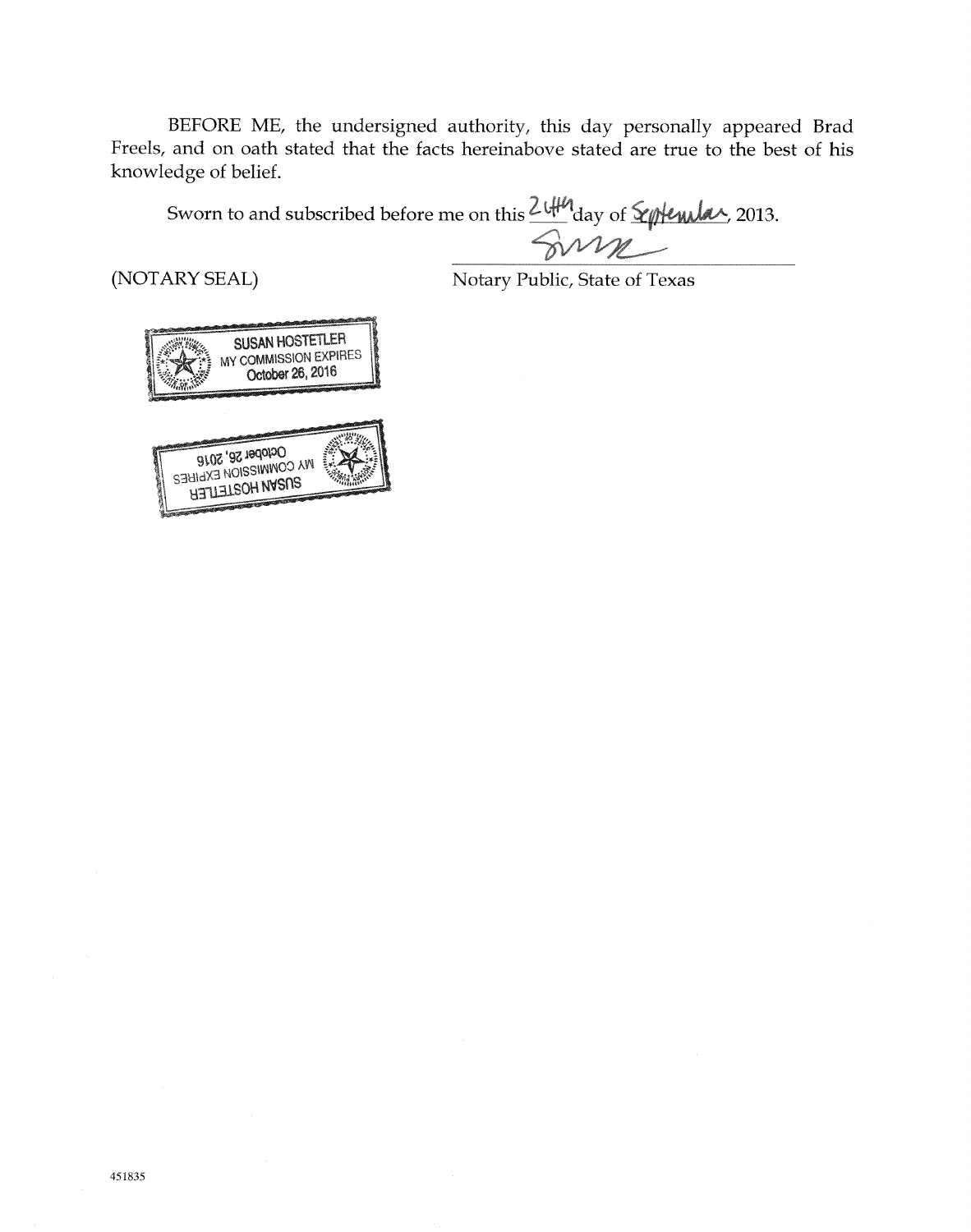BEFORE ME, the undersigned authority, this day personally appeared Brad Freels, and on oath stated that the facts hereinabove stated are true to the best of his knowledge of belief.

Sworn to and subscribed before me on this 24th day of September, 2013.

Notary Public, State of Texas

(NOTARY SEAL)

SUSAN HOSTETLER
MY COMMISSION EXPIRES
October 26, 2016

SUSAN HOSTETLER
MY COMMISSION EXPIRES
October 26, 2016

451835